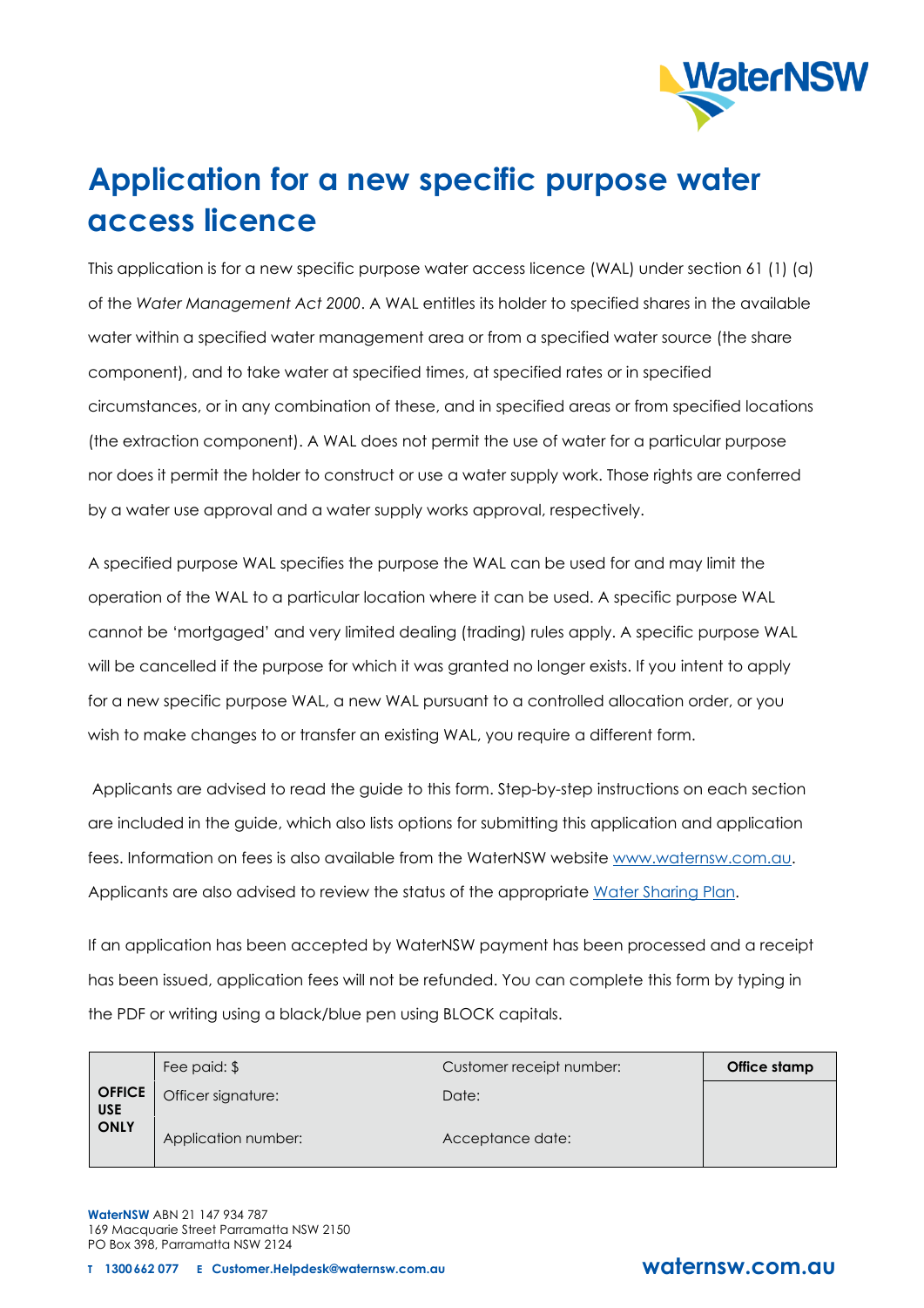# Application for a new specific purpose water access licence

This application is for a new specific purpose water access licence (WAL) under section 61 (1) (a) of the *Water Management Act 2000*. A WAL entitles its holder to specified shares in the available water within a specified water management area or from a specified water source (the share component), and to take water at specified times, at specified rates or in specified circumstances, or in any combination of these, and in specified areas or from specified locations (the extraction component). A WAL does not permit the use of water for a particular purpose nor does it permit the holder to construct or use a water supply work. Those rights are conferred by a water use approval and a water supply works approval, respectively.

A specified purpose WAL specifies the purpose the WAL can be used for and may limit the operation of the WAL to a particular location where it can be used. A specific purpose WAL cannot be 'mortgaged' and very limited dealing (trading) rules apply. A specific purpose WAL will be cancelled if the purpose for which it was granted no longer exists. If you intent to apply for a new specific purpose WAL, a new WAL pursuant to a controlled allocation order, or you wish to make changes to or transfer an existing WAL, you require a different form.

Applicants are advised to read the guide to this form. Step-by-step instructions on each section are included in the guide, which also lists options for submitting this application and application fees. Information on fees is also available from the WaterNSW website www.waternsw.com.au. Applicants are also advised to review the status of the appropriate Water Sharing Plan.

If an application has been accepted by WaterNSW payment has been processed and a receipt has been issued, application fees will not be refunded. You can complete this form by typing in the PDF or writing using a black/blue pen using BLOCK capitals.

| **OFFICE USE ONLY** | Fee paid: $ | Customer receipt number: | **Office stamp** |
|---|---|---|---|
| | Officer signature: | Date: | |
| | Application number: | Acceptance date: | |

**WaterNSW** ABN 21 147 934 787
169 Macquarie Street Parramatta NSW 2150
PO Box 398, Parramatta NSW 2124

**T 1300 662 077 E Customer.Helpdesk@waternsw.com.au**

**waternsw.com.au**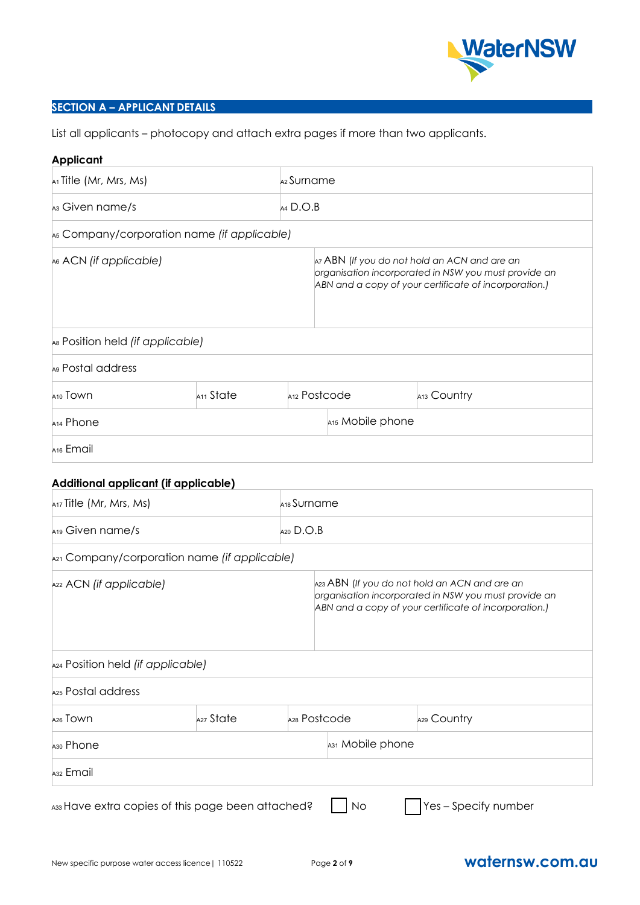## SECTION A – APPLICANT DETAILS

List all applicants – photocopy and attach extra pages if more than two applicants.

### Applicant

| | | | |
|---|---|---|---|
| A1 Title (Mr, Mrs, Ms) | | A2 Surname | |
| A3 Given name/s | | A4 D.O.B | |
| A5 Company/corporation name *(if applicable)* | | | |
| A6 ACN *(if applicable)* | | A7 ABN *(If you do not hold an ACN and are an organisation incorporated in NSW you must provide an ABN and a copy of your certificate of incorporation.)* | |
| A8 Position held *(if applicable)* | | | |
| A9 Postal address | | | |
| A10 Town | A11 State | A12 Postcode | A13 Country |
| A14 Phone | | A15 Mobile phone | |
| A16 Email | | | |

### Additional applicant (if applicable)

| | | | |
|---|---|---|---|
| A17 Title (Mr, Mrs, Ms) | | A18 Surname | |
| A19 Given name/s | | A20 D.O.B | |
| A21 Company/corporation name *(if applicable)* | | | |
| A22 ACN *(if applicable)* | | A23 ABN *(If you do not hold an ACN and are an organisation incorporated in NSW you must provide an ABN and a copy of your certificate of incorporation.)* | |
| A24 Position held *(if applicable)* | | | |
| A25 Postal address | | | |
| A26 Town | A27 State | A28 Postcode | A29 Country |
| A30 Phone | | A31 Mobile phone | |
| A32 Email | | | |

A33 Have extra copies of this page been attached? ☐ No ☐ Yes – Specify number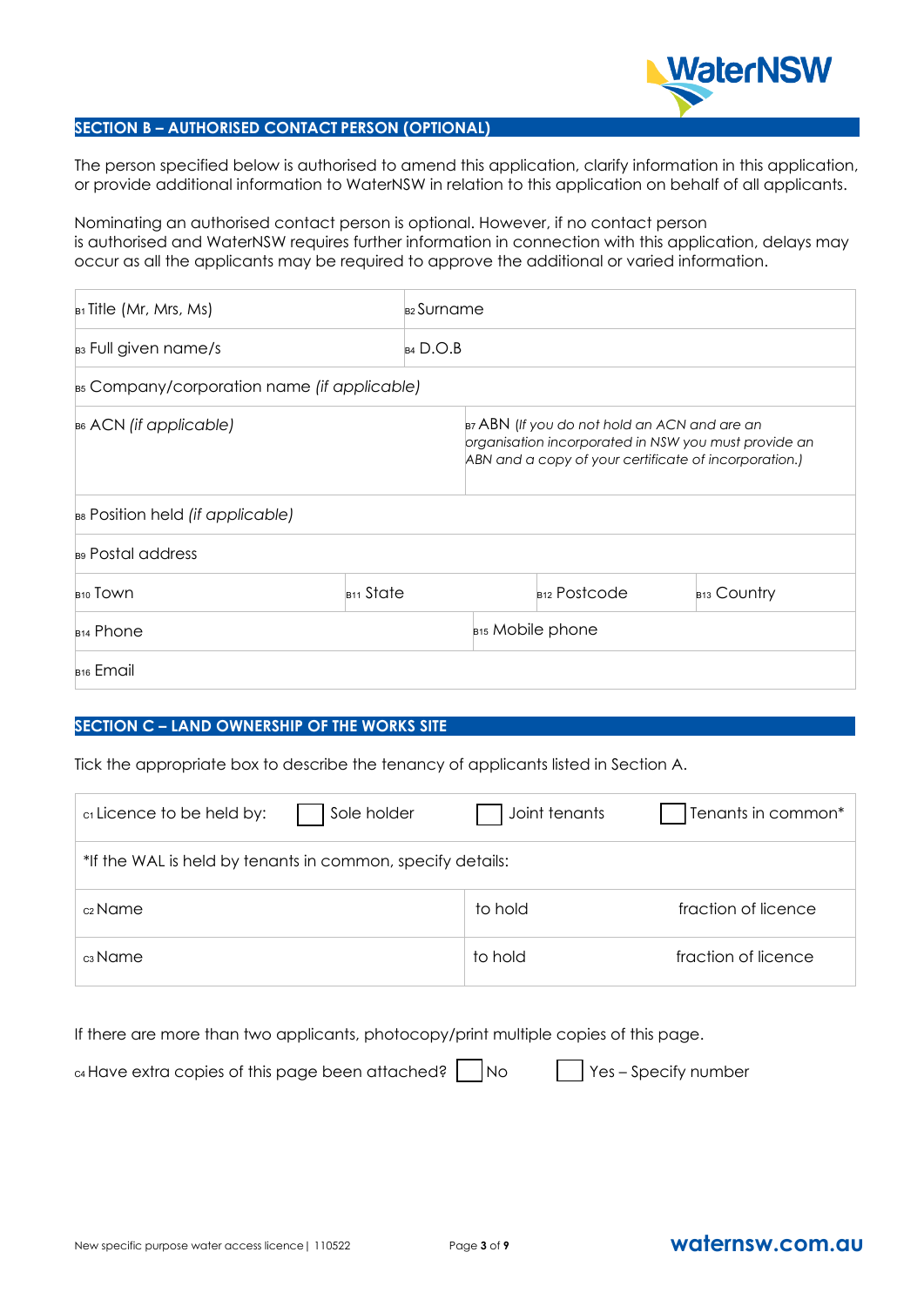## SECTION B – AUTHORISED CONTACT PERSON (OPTIONAL)

The person specified below is authorised to amend this application, clarify information in this application, or provide additional information to WaterNSW in relation to this application on behalf of all applicants.

Nominating an authorised contact person is optional. However, if no contact person is authorised and WaterNSW requires further information in connection with this application, delays may occur as all the applicants may be required to approve the additional or varied information.

| | | | |
|---|---|---|---|
| B1 Title (Mr, Mrs, Ms) | B2 Surname | | |
| B3 Full given name/s | B4 D.O.B | | |
| B5 Company/corporation name *(if applicable)* | | | |
| B6 ACN *(if applicable)* | B7 ABN *(If you do not hold an ACN and are an organisation incorporated in NSW you must provide an ABN and a copy of your certificate of incorporation.)* | | |
| B8 Position held *(if applicable)* | | | |
| B9 Postal address | | | |
| B10 Town | B11 State | B12 Postcode | B13 Country |
| B14 Phone | B15 Mobile phone | | |
| B16 Email | | | |

## SECTION C – LAND OWNERSHIP OF THE WORKS SITE

Tick the appropriate box to describe the tenancy of applicants listed in Section A.

| | | |
|---|---|---|
| C1 Licence to be held by: ☐ Sole holder | ☐ Joint tenants | ☐ Tenants in common* |
| *If the WAL is held by tenants in common, specify details: | | |
| C2 Name | to hold | fraction of licence |
| C3 Name | to hold | fraction of licence |

If there are more than two applicants, photocopy/print multiple copies of this page.

C4 Have extra copies of this page been attached? ☐ No ☐ Yes – Specify number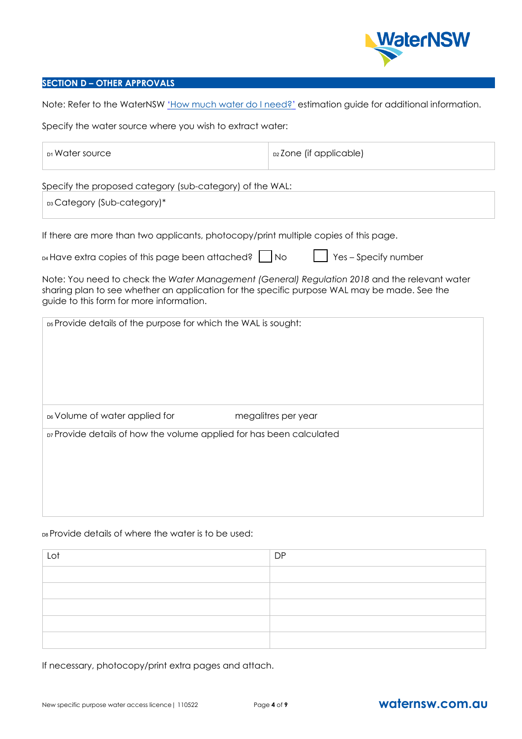## SECTION D – OTHER APPROVALS

Note: Refer to the WaterNSW 'How much water do I need?' estimation guide for additional information.

Specify the water source where you wish to extract water:

| D1 Water source | D2 Zone (if applicable) |
|---|---|

Specify the proposed category (sub-category) of the WAL:

| D3 Category (Sub-category)* |
|---|

If there are more than two applicants, photocopy/print multiple copies of this page.

D4 Have extra copies of this page been attached? ☐ No ☐ Yes – Specify number

Note: You need to check the *Water Management (General) Regulation 2018* and the relevant water sharing plan to see whether an application for the specific purpose WAL may be made. See the guide to this form for more information.

| D5 Provide details of the purpose for which the WAL is sought: |
|---|
| D6 Volume of water applied for megalitres per year |
| D7 Provide details of how the volume applied for has been calculated |

D8 Provide details of where the water is to be used:

| Lot | DP |
|---|---|
| | |
| | |
| | |
| | |
| | |

If necessary, photocopy/print extra pages and attach.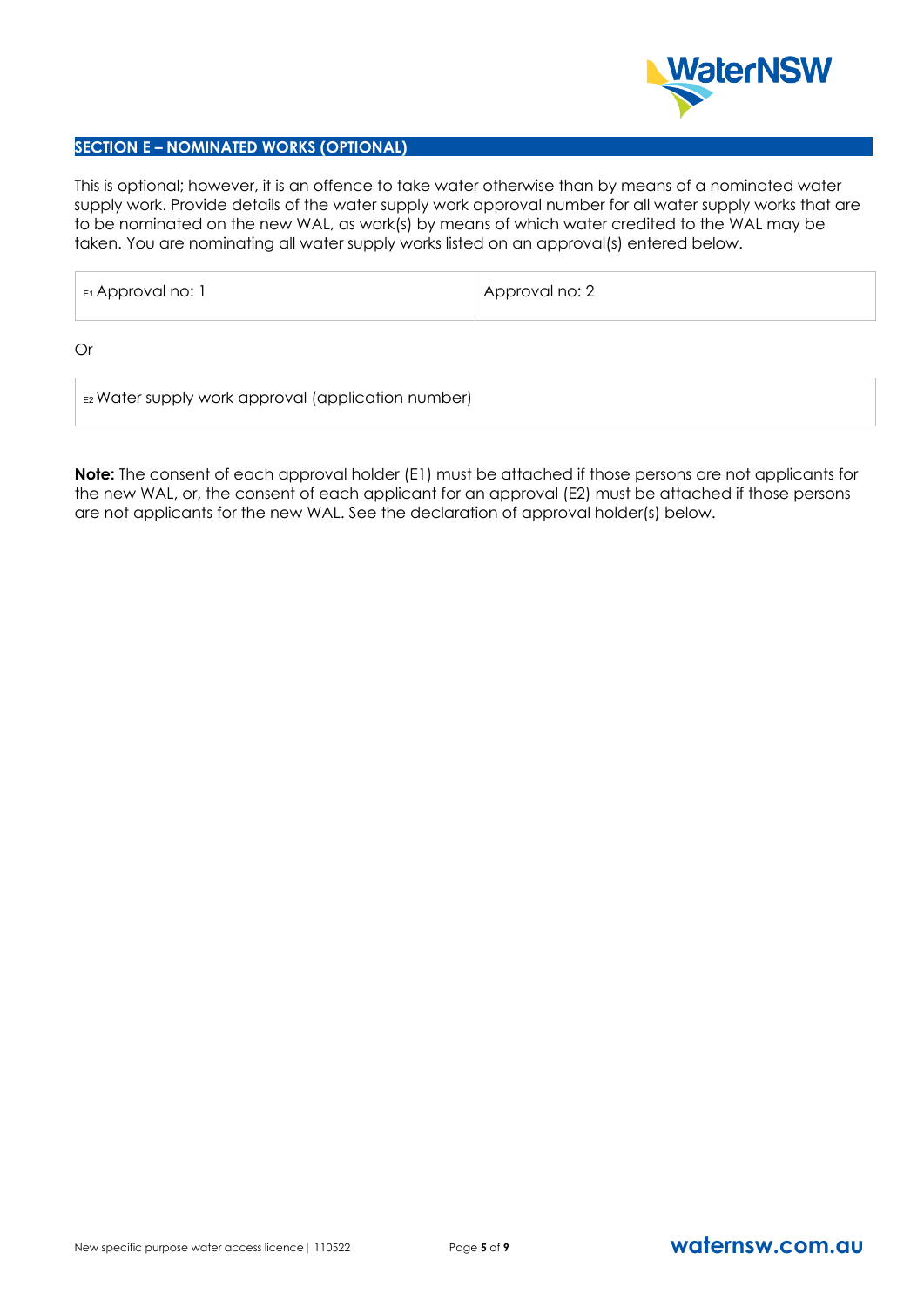## SECTION E – NOMINATED WORKS (OPTIONAL)

This is optional; however, it is an offence to take water otherwise than by means of a nominated water supply work. Provide details of the water supply work approval number for all water supply works that are to be nominated on the new WAL, as work(s) by means of which water credited to the WAL may be taken. You are nominating all water supply works listed on an approval(s) entered below.

| E1 Approval no: 1 | Approval no: 2 |
|---|---|

Or

| E2 Water supply work approval (application number) |
|---|

**Note:** The consent of each approval holder (E1) must be attached if those persons are not applicants for the new WAL, or, the consent of each applicant for an approval (E2) must be attached if those persons are not applicants for the new WAL. See the declaration of approval holder(s) below.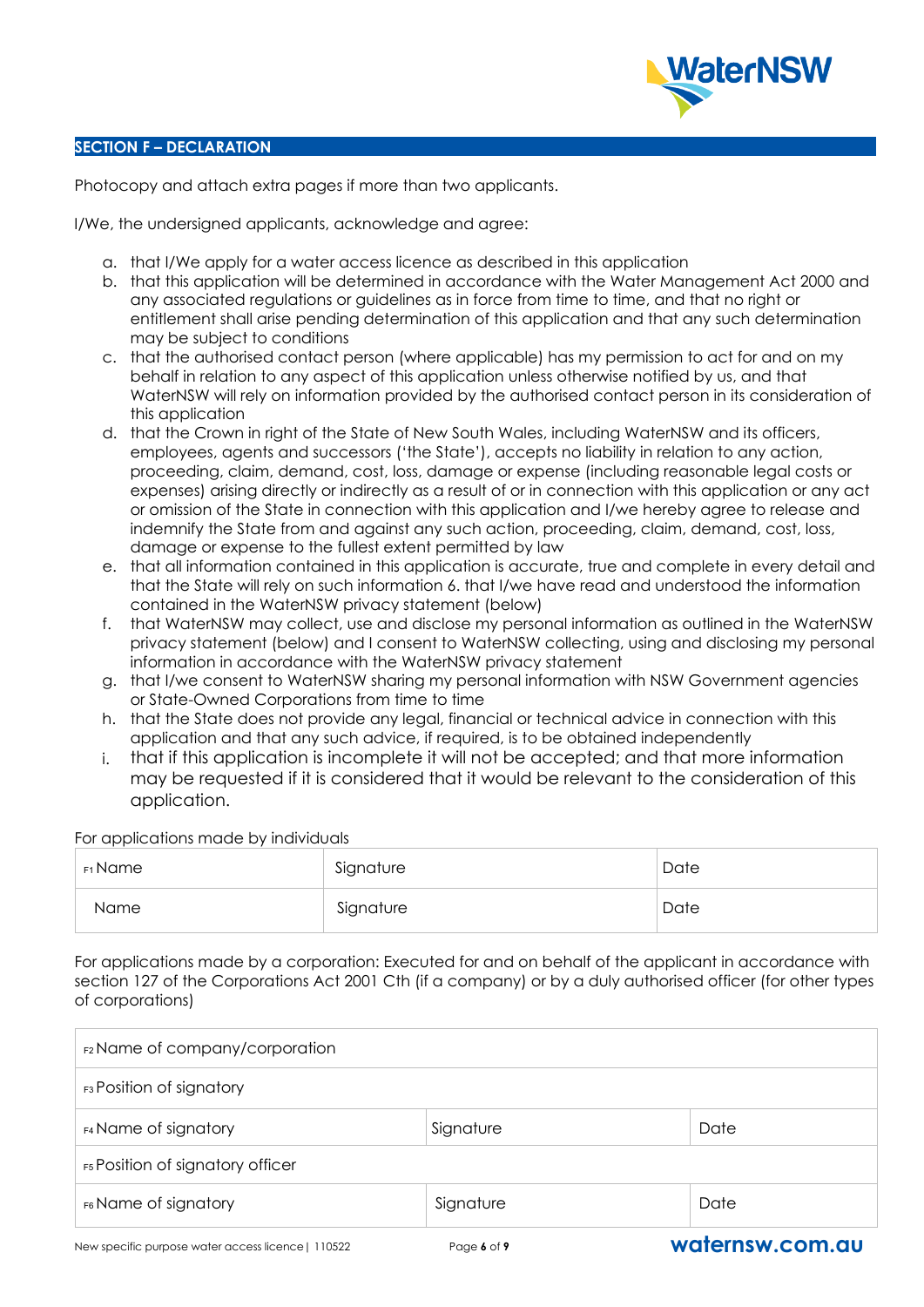## SECTION F – DECLARATION

Photocopy and attach extra pages if more than two applicants.

I/We, the undersigned applicants, acknowledge and agree:

a. that I/We apply for a water access licence as described in this application
b. that this application will be determined in accordance with the Water Management Act 2000 and any associated regulations or guidelines as in force from time to time, and that no right or entitlement shall arise pending determination of this application and that any such determination may be subject to conditions
c. that the authorised contact person (where applicable) has my permission to act for and on my behalf in relation to any aspect of this application unless otherwise notified by us, and that WaterNSW will rely on information provided by the authorised contact person in its consideration of this application
d. that the Crown in right of the State of New South Wales, including WaterNSW and its officers, employees, agents and successors ('the State'), accepts no liability in relation to any action, proceeding, claim, demand, cost, loss, damage or expense (including reasonable legal costs or expenses) arising directly or indirectly as a result of or in connection with this application or any act or omission of the State in connection with this application and I/we hereby agree to release and indemnify the State from and against any such action, proceeding, claim, demand, cost, loss, damage or expense to the fullest extent permitted by law
e. that all information contained in this application is accurate, true and complete in every detail and that the State will rely on such information 6. that I/we have read and understood the information contained in the WaterNSW privacy statement (below)
f. that WaterNSW may collect, use and disclose my personal information as outlined in the WaterNSW privacy statement (below) and I consent to WaterNSW collecting, using and disclosing my personal information in accordance with the WaterNSW privacy statement
g. that I/we consent to WaterNSW sharing my personal information with NSW Government agencies or State-Owned Corporations from time to time
h. that the State does not provide any legal, financial or technical advice in connection with this application and that any such advice, if required, is to be obtained independently
i. that if this application is incomplete it will not be accepted; and that more information may be requested if it is considered that it would be relevant to the consideration of this application.

For applications made by individuals

| F1 Name | Signature | Date |
|---|---|---|
| Name | Signature | Date |

For applications made by a corporation: Executed for and on behalf of the applicant in accordance with section 127 of the Corporations Act 2001 Cth (if a company) or by a duly authorised officer (for other types of corporations)

| F2 Name of company/corporation | | |
|---|---|---|
| F3 Position of signatory | | |
| F4 Name of signatory | Signature | Date |
| F5 Position of signatory officer | | |
| F6 Name of signatory | Signature | Date |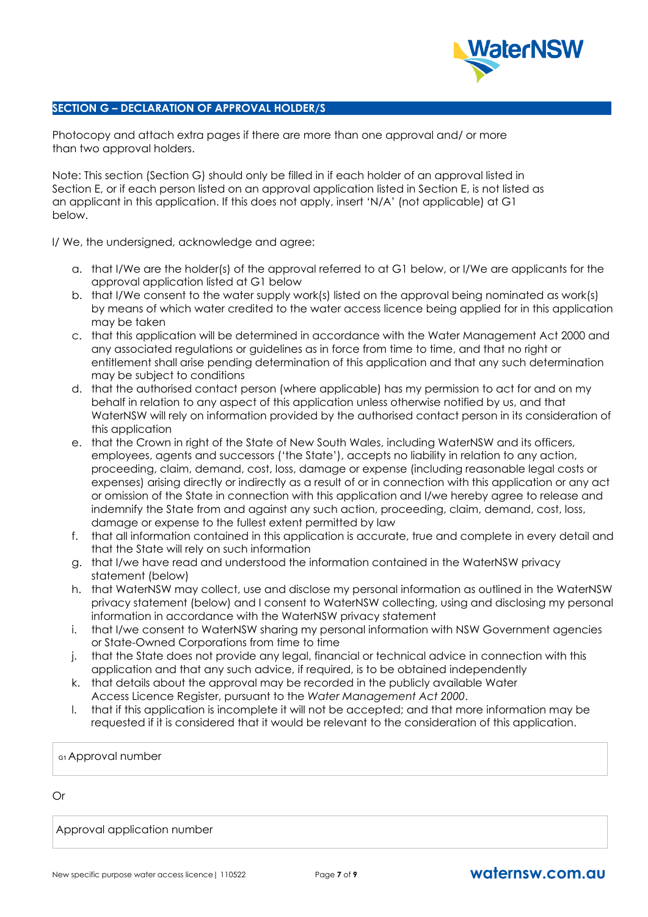## SECTION G – DECLARATION OF APPROVAL HOLDER/S

Photocopy and attach extra pages if there are more than one approval and/ or more than two approval holders.

Note: This section (Section G) should only be filled in if each holder of an approval listed in Section E, or if each person listed on an approval application listed in Section E, is not listed as an applicant in this application. If this does not apply, insert 'N/A' (not applicable) at G1 below.

I/ We, the undersigned, acknowledge and agree:

a. that I/We are the holder(s) of the approval referred to at G1 below, or I/We are applicants for the approval application listed at G1 below
b. that I/We consent to the water supply work(s) listed on the approval being nominated as work(s) by means of which water credited to the water access licence being applied for in this application may be taken
c. that this application will be determined in accordance with the Water Management Act 2000 and any associated regulations or guidelines as in force from time to time, and that no right or entitlement shall arise pending determination of this application and that any such determination may be subject to conditions
d. that the authorised contact person (where applicable) has my permission to act for and on my behalf in relation to any aspect of this application unless otherwise notified by us, and that WaterNSW will rely on information provided by the authorised contact person in its consideration of this application
e. that the Crown in right of the State of New South Wales, including WaterNSW and its officers, employees, agents and successors ('the State'), accepts no liability in relation to any action, proceeding, claim, demand, cost, loss, damage or expense (including reasonable legal costs or expenses) arising directly or indirectly as a result of or in connection with this application or any act or omission of the State in connection with this application and I/we hereby agree to release and indemnify the State from and against any such action, proceeding, claim, demand, cost, loss, damage or expense to the fullest extent permitted by law
f. that all information contained in this application is accurate, true and complete in every detail and that the State will rely on such information
g. that I/we have read and understood the information contained in the WaterNSW privacy statement (below)
h. that WaterNSW may collect, use and disclose my personal information as outlined in the WaterNSW privacy statement (below) and I consent to WaterNSW collecting, using and disclosing my personal information in accordance with the WaterNSW privacy statement
i. that I/we consent to WaterNSW sharing my personal information with NSW Government agencies or State-Owned Corporations from time to time
j. that the State does not provide any legal, financial or technical advice in connection with this application and that any such advice, if required, is to be obtained independently
k. that details about the approval may be recorded in the publicly available Water Access Licence Register, pursuant to the *Water Management Act 2000*.
l. that if this application is incomplete it will not be accepted; and that more information may be requested if it is considered that it would be relevant to the consideration of this application.

| G1 Approval number |
|---|

Or

| Approval application number |
|---|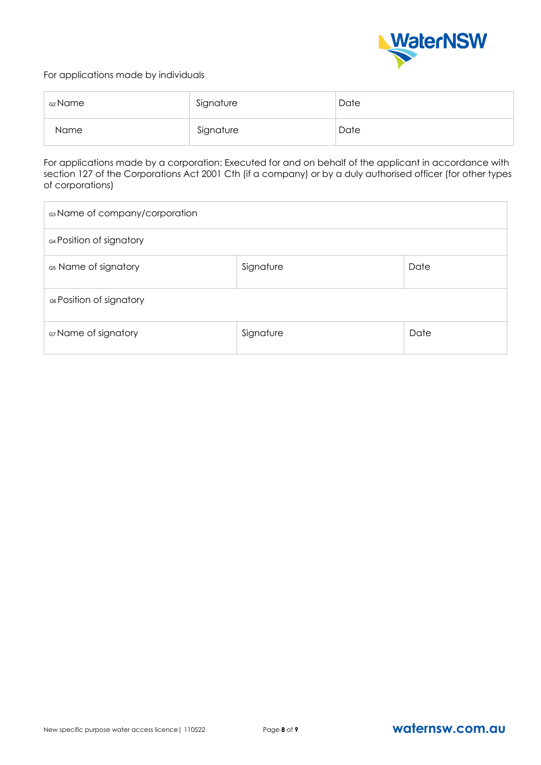For applications made by individuals

| G2 Name | Signature | Date |
|---|---|---|
| Name | Signature | Date |

For applications made by a corporation: Executed for and on behalf of the applicant in accordance with section 127 of the Corporations Act 2001 Cth (if a company) or by a duly authorised officer (for other types of corporations)

| G3 Name of company/corporation | | |
|---|---|---|
| G4 Position of signatory | | |
| G5 Name of signatory | Signature | Date |
| G6 Position of signatory | | |
| G7 Name of signatory | Signature | Date |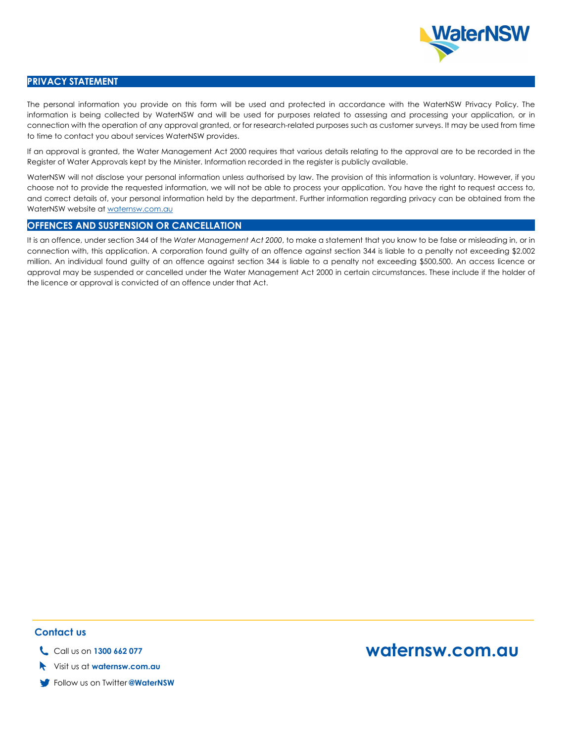## PRIVACY STATEMENT

The personal information you provide on this form will be used and protected in accordance with the WaterNSW Privacy Policy. The information is being collected by WaterNSW and will be used for purposes related to assessing and processing your application, or in connection with the operation of any approval granted, or for research-related purposes such as customer surveys. It may be used from time to time to contact you about services WaterNSW provides.

If an approval is granted, the Water Management Act 2000 requires that various details relating to the approval are to be recorded in the Register of Water Approvals kept by the Minister. Information recorded in the register is publicly available.

WaterNSW will not disclose your personal information unless authorised by law. The provision of this information is voluntary. However, if you choose not to provide the requested information, we will not be able to process your application. You have the right to request access to, and correct details of, your personal information held by the department. Further information regarding privacy can be obtained from the WaterNSW website at [waternsw.com.au](waternsw.com.au)

## OFFENCES AND SUSPENSION OR CANCELLATION

It is an offence, under section 344 of the *Water Management Act 2000*, to make a statement that you know to be false or misleading in, or in connection with, this application. A corporation found guilty of an offence against section 344 is liable to a penalty not exceeding $2.002 million. An individual found guilty of an offence against section 344 is liable to a penalty not exceeding $500,500. An access licence or approval may be suspended or cancelled under the Water Management Act 2000 in certain circumstances. These include if the holder of the licence or approval is convicted of an offence under that Act.

### Contact us

- Call us on **1300 662 077**
- Visit us at **waternsw.com.au**
- Follow us on Twitter **@WaterNSW**

**waternsw.com.au**